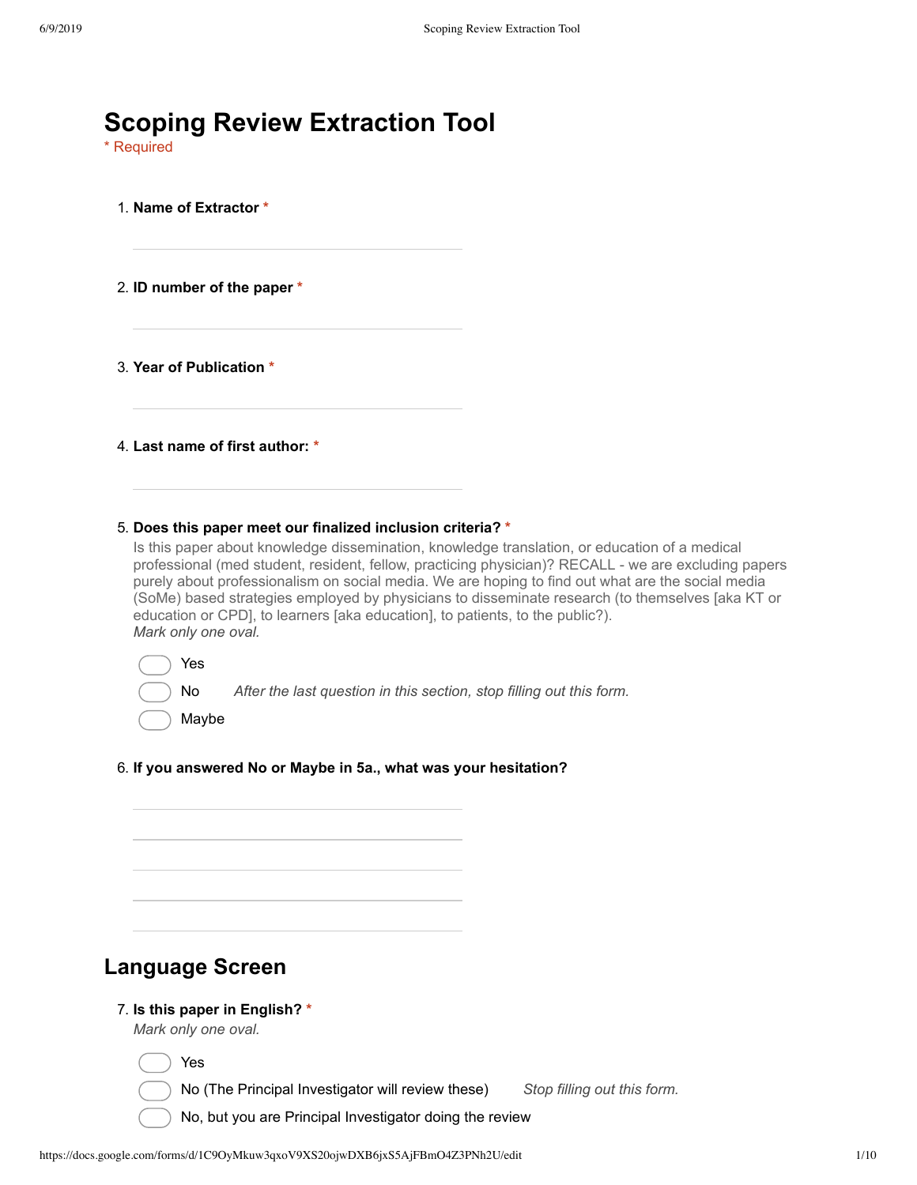# Scoping Review Extraction Tool

\* Required

1. **Name of Extractor** *

   ______________________

2. **ID number of the paper** *

   ______________________

3. **Year of Publication** *

   ______________________

4. **Last name of first author:** *

   ______________________

5. **Does this paper meet our finalized inclusion criteria?** *

   Is this paper about knowledge dissemination, knowledge translation, or education of a medical professional (med student, resident, fellow, practicing physician)? RECALL - we are excluding papers purely about professionalism on social media. We are hoping to find out what are the social media (SoMe) based strategies employed by physicians to disseminate research (to themselves [aka KT or education or CPD], to learners [aka education], to patients, to the public?).

   *Mark only one oval.*

   - ◯ Yes
   - ◯ No — *After the last question in this section, stop filling out this form.*
   - ◯ Maybe

6. **If you answered No or Maybe in 5a., what was your hesitation?**

   ______________________

   ______________________

   ______________________

   ______________________

   ______________________

## Language Screen

7. **Is this paper in English?** *

   *Mark only one oval.*

   - ◯ Yes
   - ◯ No (The Principal Investigator will review these) — *Stop filling out this form.*
   - ◯ No, but you are Principal Investigator doing the review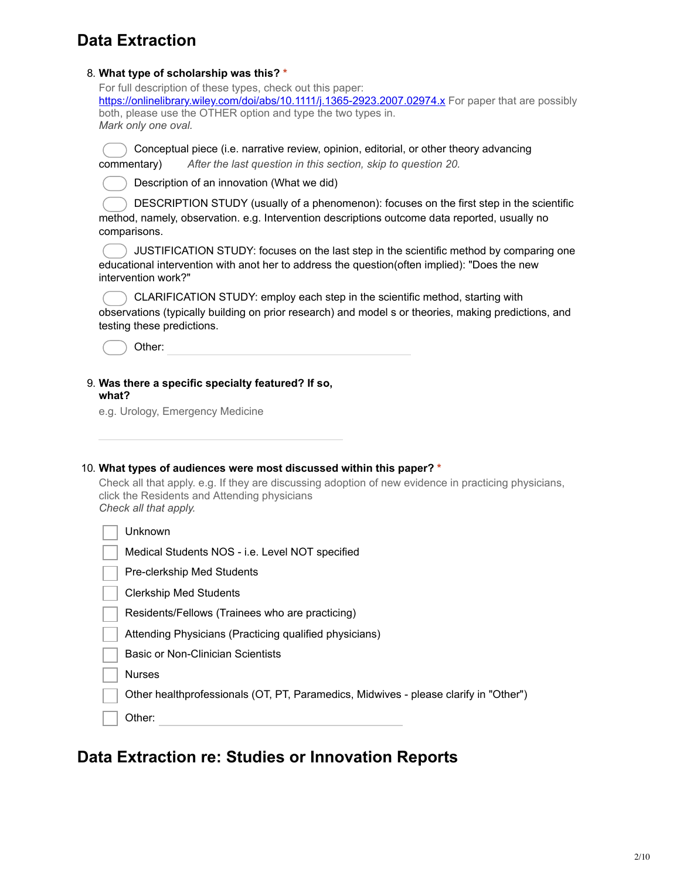## Data Extraction

8. **What type of scholarship was this?** *

For full description of these types, check out this paper: https://onlinelibrary.wiley.com/doi/abs/10.1111/j.1365-2923.2007.02974.x For paper that are possibly both, please use the OTHER option and type the two types in.

*Mark only one oval.*

- Conceptual piece (i.e. narrative review, opinion, editorial, or other theory advancing commentary) *After the last question in this section, skip to question 20.*
- Description of an innovation (What we did)
- DESCRIPTION STUDY (usually of a phenomenon): focuses on the first step in the scientific method, namely, observation. e.g. Intervention descriptions outcome data reported, usually no comparisons.
- JUSTIFICATION STUDY: focuses on the last step in the scientific method by comparing one educational intervention with anot her to address the question(often implied): "Does the new intervention work?"
- CLARIFICATION STUDY: employ each step in the scientific method, starting with observations (typically building on prior research) and model s or theories, making predictions, and testing these predictions.
- Other: ______________________

9. **Was there a specific specialty featured? If so, what?**

e.g. Urology, Emergency Medicine

______________________

10. **What types of audiences were most discussed within this paper?** *

Check all that apply. e.g. If they are discussing adoption of new evidence in practicing physicians, click the Residents and Attending physicians

*Check all that apply.*

- [ ] Unknown
- [ ] Medical Students NOS - i.e. Level NOT specified
- [ ] Pre-clerkship Med Students
- [ ] Clerkship Med Students
- [ ] Residents/Fellows (Trainees who are practicing)
- [ ] Attending Physicians (Practicing qualified physicians)
- [ ] Basic or Non-Clinician Scientists
- [ ] Nurses
- [ ] Other healthprofessionals (OT, PT, Paramedics, Midwives - please clarify in "Other")
- [ ] Other: ______________________

## Data Extraction re: Studies or Innovation Reports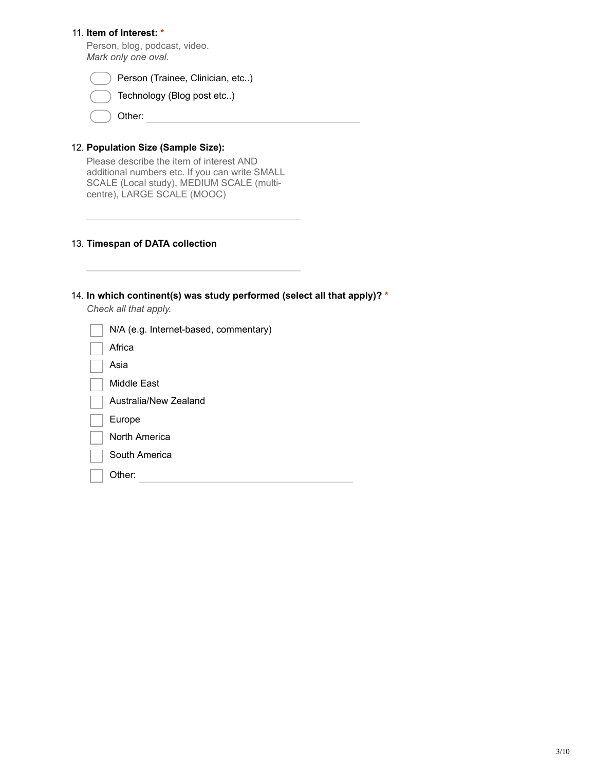11. **Item of Interest:** *

Person, blog, podcast, video.
*Mark only one oval.*

- ⬭ Person (Trainee, Clinician, etc..)
- ⬭ Technology (Blog post etc..)
- ⬭ Other: ______________________

12. **Population Size (Sample Size):**

Please describe the item of interest AND additional numbers etc. If you can write SMALL SCALE (Local study), MEDIUM SCALE (multi-centre), LARGE SCALE (MOOC)

______________________

13. **Timespan of DATA collection**

______________________

14. **In which continent(s) was study performed (select all that apply)?** *

*Check all that apply.*

- [ ] N/A (e.g. Internet-based, commentary)
- [ ] Africa
- [ ] Asia
- [ ] Middle East
- [ ] Australia/New Zealand
- [ ] Europe
- [ ] North America
- [ ] South America
- [ ] Other: ______________________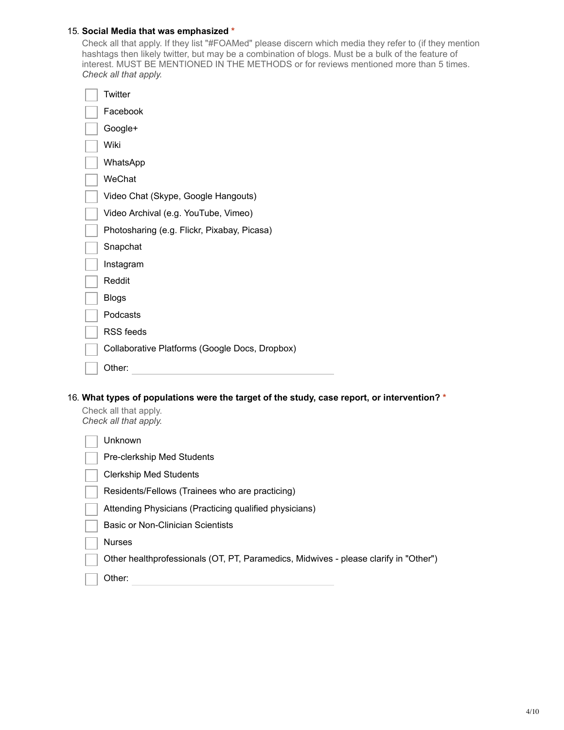15. **Social Media that was emphasized** *

Check all that apply. If they list "#FOAMed" please discern which media they refer to (if they mention hashtags then likely twitter, but may be a combination of blogs. Must be a bulk of the feature of interest. MUST BE MENTIONED IN THE METHODS or for reviews mentioned more than 5 times.
*Check all that apply.*

- [ ] Twitter
- [ ] Facebook
- [ ] Google+
- [ ] Wiki
- [ ] WhatsApp
- [ ] WeChat
- [ ] Video Chat (Skype, Google Hangouts)
- [ ] Video Archival (e.g. YouTube, Vimeo)
- [ ] Photosharing (e.g. Flickr, Pixabay, Picasa)
- [ ] Snapchat
- [ ] Instagram
- [ ] Reddit
- [ ] Blogs
- [ ] Podcasts
- [ ] RSS feeds
- [ ] Collaborative Platforms (Google Docs, Dropbox)
- [ ] Other: ____________________

16. **What types of populations were the target of the study, case report, or intervention?** *

Check all that apply.
*Check all that apply.*

- [ ] Unknown
- [ ] Pre-clerkship Med Students
- [ ] Clerkship Med Students
- [ ] Residents/Fellows (Trainees who are practicing)
- [ ] Attending Physicians (Practicing qualified physicians)
- [ ] Basic or Non-Clinician Scientists
- [ ] Nurses
- [ ] Other healthprofessionals (OT, PT, Paramedics, Midwives - please clarify in "Other")
- [ ] Other: ____________________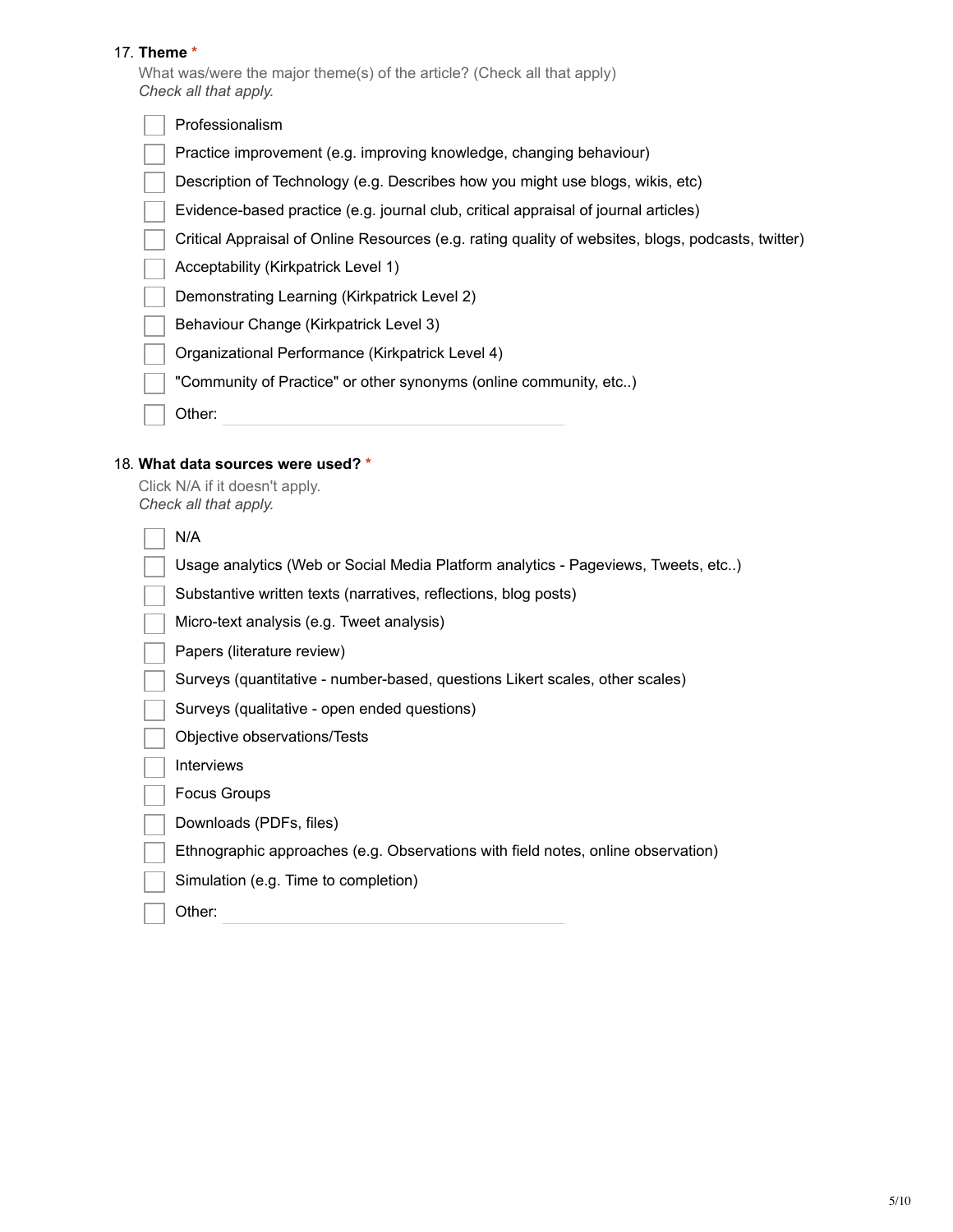17. **Theme** *

What was/were the major theme(s) of the article? (Check all that apply)
*Check all that apply.*

- [ ] Professionalism
- [ ] Practice improvement (e.g. improving knowledge, changing behaviour)
- [ ] Description of Technology (e.g. Describes how you might use blogs, wikis, etc)
- [ ] Evidence-based practice (e.g. journal club, critical appraisal of journal articles)
- [ ] Critical Appraisal of Online Resources (e.g. rating quality of websites, blogs, podcasts, twitter)
- [ ] Acceptability (Kirkpatrick Level 1)
- [ ] Demonstrating Learning (Kirkpatrick Level 2)
- [ ] Behaviour Change (Kirkpatrick Level 3)
- [ ] Organizational Performance (Kirkpatrick Level 4)
- [ ] "Community of Practice" or other synonyms (online community, etc..)
- [ ] Other: ____________________

18. **What data sources were used?** *

Click N/A if it doesn't apply.
*Check all that apply.*

- [ ] N/A
- [ ] Usage analytics (Web or Social Media Platform analytics - Pageviews, Tweets, etc..)
- [ ] Substantive written texts (narratives, reflections, blog posts)
- [ ] Micro-text analysis (e.g. Tweet analysis)
- [ ] Papers (literature review)
- [ ] Surveys (quantitative - number-based, questions Likert scales, other scales)
- [ ] Surveys (qualitative - open ended questions)
- [ ] Objective observations/Tests
- [ ] Interviews
- [ ] Focus Groups
- [ ] Downloads (PDFs, files)
- [ ] Ethnographic approaches (e.g. Observations with field notes, online observation)
- [ ] Simulation (e.g. Time to completion)
- [ ] Other: ____________________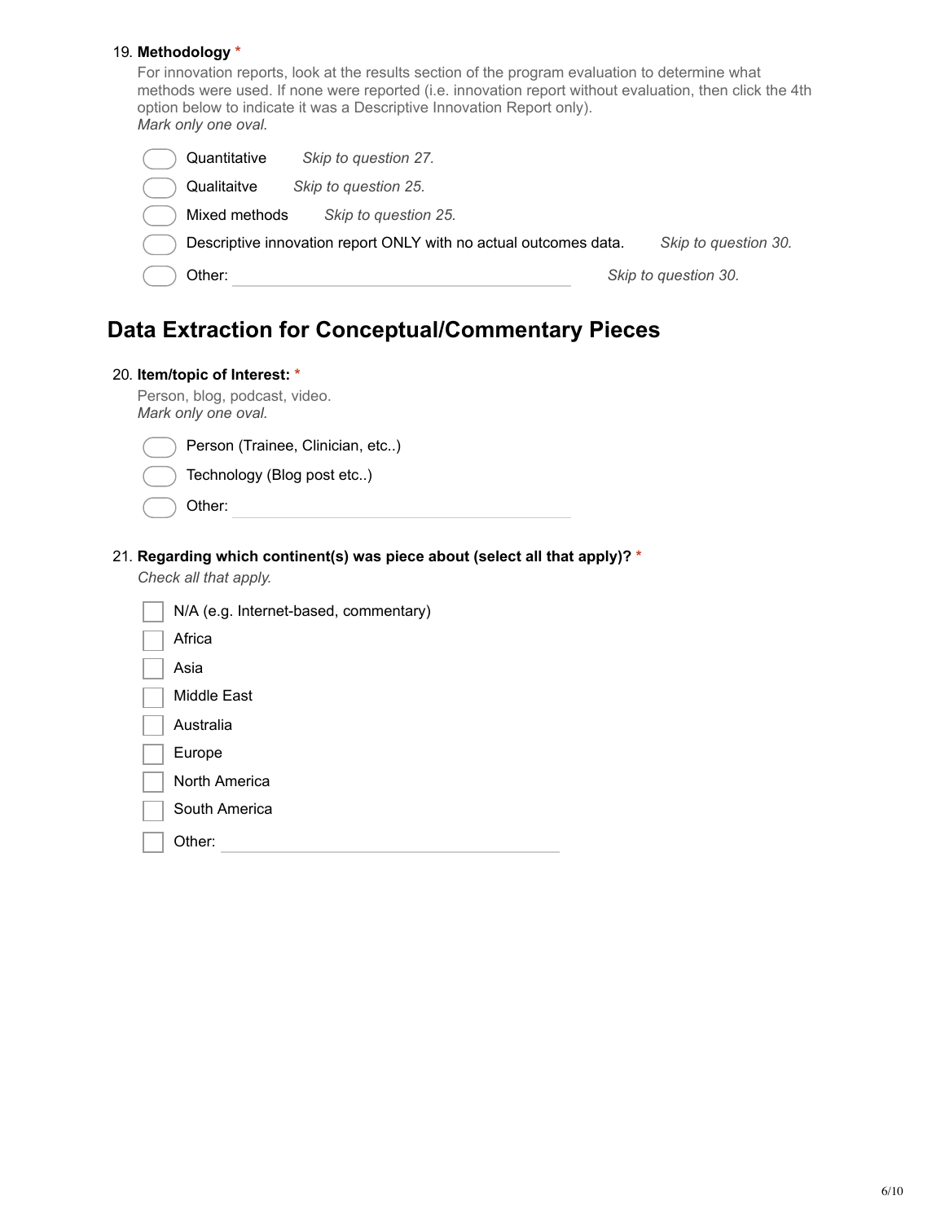19. **Methodology** *

For innovation reports, look at the results section of the program evaluation to determine what methods were used. If none were reported (i.e. innovation report without evaluation, then click the 4th option below to indicate it was a Descriptive Innovation Report only).
*Mark only one oval.*

- ( ) Quantitative *Skip to question 27.*
- ( ) Qualitaitve *Skip to question 25.*
- ( ) Mixed methods *Skip to question 25.*
- ( ) Descriptive innovation report ONLY with no actual outcomes data. *Skip to question 30.*
- ( ) Other: ____________________ *Skip to question 30.*

## Data Extraction for Conceptual/Commentary Pieces

20. **Item/topic of Interest:** *

Person, blog, podcast, video.
*Mark only one oval.*

- ( ) Person (Trainee, Clinician, etc..)
- ( ) Technology (Blog post etc..)
- ( ) Other: ____________________

21. **Regarding which continent(s) was piece about (select all that apply)?** *

*Check all that apply.*

- [ ] N/A (e.g. Internet-based, commentary)
- [ ] Africa
- [ ] Asia
- [ ] Middle East
- [ ] Australia
- [ ] Europe
- [ ] North America
- [ ] South America
- [ ] Other: ____________________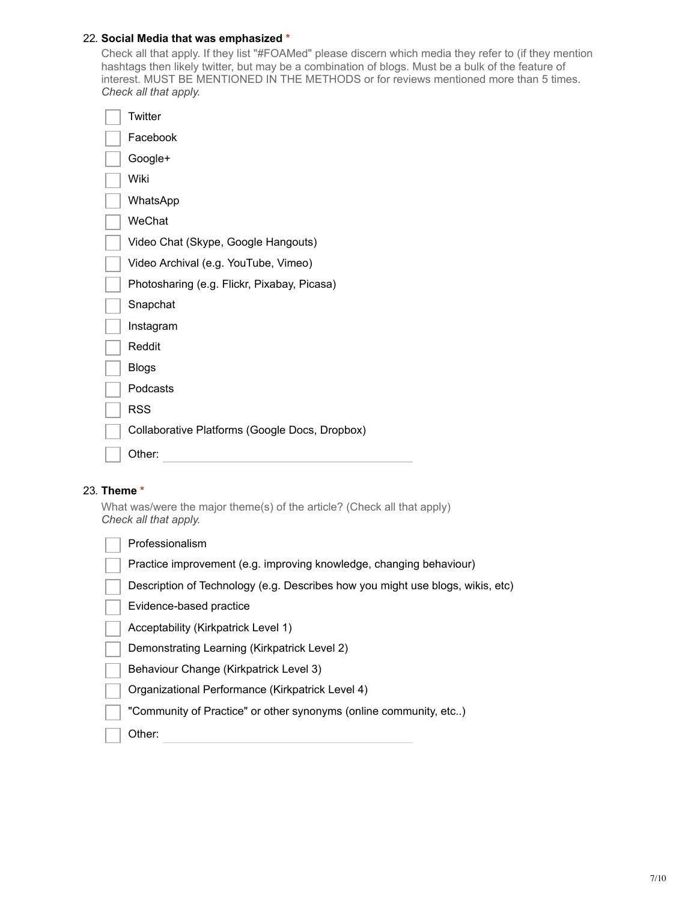22. **Social Media that was emphasized** *

Check all that apply. If they list "#FOAMed" please discern which media they refer to (if they mention hashtags then likely twitter, but may be a combination of blogs. Must be a bulk of the feature of interest. MUST BE MENTIONED IN THE METHODS or for reviews mentioned more than 5 times.
*Check all that apply.*

- [ ] Twitter
- [ ] Facebook
- [ ] Google+
- [ ] Wiki
- [ ] WhatsApp
- [ ] WeChat
- [ ] Video Chat (Skype, Google Hangouts)
- [ ] Video Archival (e.g. YouTube, Vimeo)
- [ ] Photosharing (e.g. Flickr, Pixabay, Picasa)
- [ ] Snapchat
- [ ] Instagram
- [ ] Reddit
- [ ] Blogs
- [ ] Podcasts
- [ ] RSS
- [ ] Collaborative Platforms (Google Docs, Dropbox)
- [ ] Other: ____________________

23. **Theme** *

What was/were the major theme(s) of the article? (Check all that apply)
*Check all that apply.*

- [ ] Professionalism
- [ ] Practice improvement (e.g. improving knowledge, changing behaviour)
- [ ] Description of Technology (e.g. Describes how you might use blogs, wikis, etc)
- [ ] Evidence-based practice
- [ ] Acceptability (Kirkpatrick Level 1)
- [ ] Demonstrating Learning (Kirkpatrick Level 2)
- [ ] Behaviour Change (Kirkpatrick Level 3)
- [ ] Organizational Performance (Kirkpatrick Level 4)
- [ ] "Community of Practice" or other synonyms (online community, etc..)
- [ ] Other: ____________________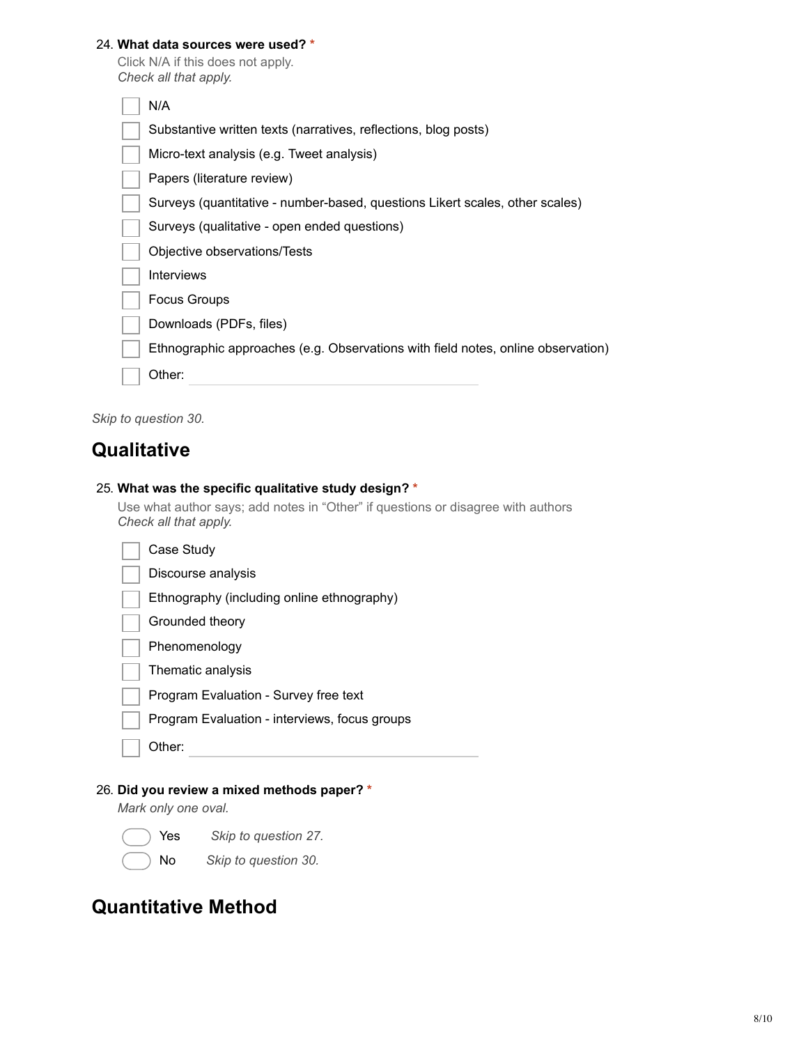24. **What data sources were used?** *

Click N/A if this does not apply.
*Check all that apply.*

- [ ] N/A
- [ ] Substantive written texts (narratives, reflections, blog posts)
- [ ] Micro-text analysis (e.g. Tweet analysis)
- [ ] Papers (literature review)
- [ ] Surveys (quantitative - number-based, questions Likert scales, other scales)
- [ ] Surveys (qualitative - open ended questions)
- [ ] Objective observations/Tests
- [ ] Interviews
- [ ] Focus Groups
- [ ] Downloads (PDFs, files)
- [ ] Ethnographic approaches (e.g. Observations with field notes, online observation)
- [ ] Other: ______________________

*Skip to question 30.*

## Qualitative

25. **What was the specific qualitative study design?** *

Use what author says; add notes in "Other" if questions or disagree with authors
*Check all that apply.*

- [ ] Case Study
- [ ] Discourse analysis
- [ ] Ethnography (including online ethnography)
- [ ] Grounded theory
- [ ] Phenomenology
- [ ] Thematic analysis
- [ ] Program Evaluation - Survey free text
- [ ] Program Evaluation - interviews, focus groups
- [ ] Other: ______________________

26. **Did you review a mixed methods paper?** *

*Mark only one oval.*

- ( ) Yes *Skip to question 27.*
- ( ) No *Skip to question 30.*

## Quantitative Method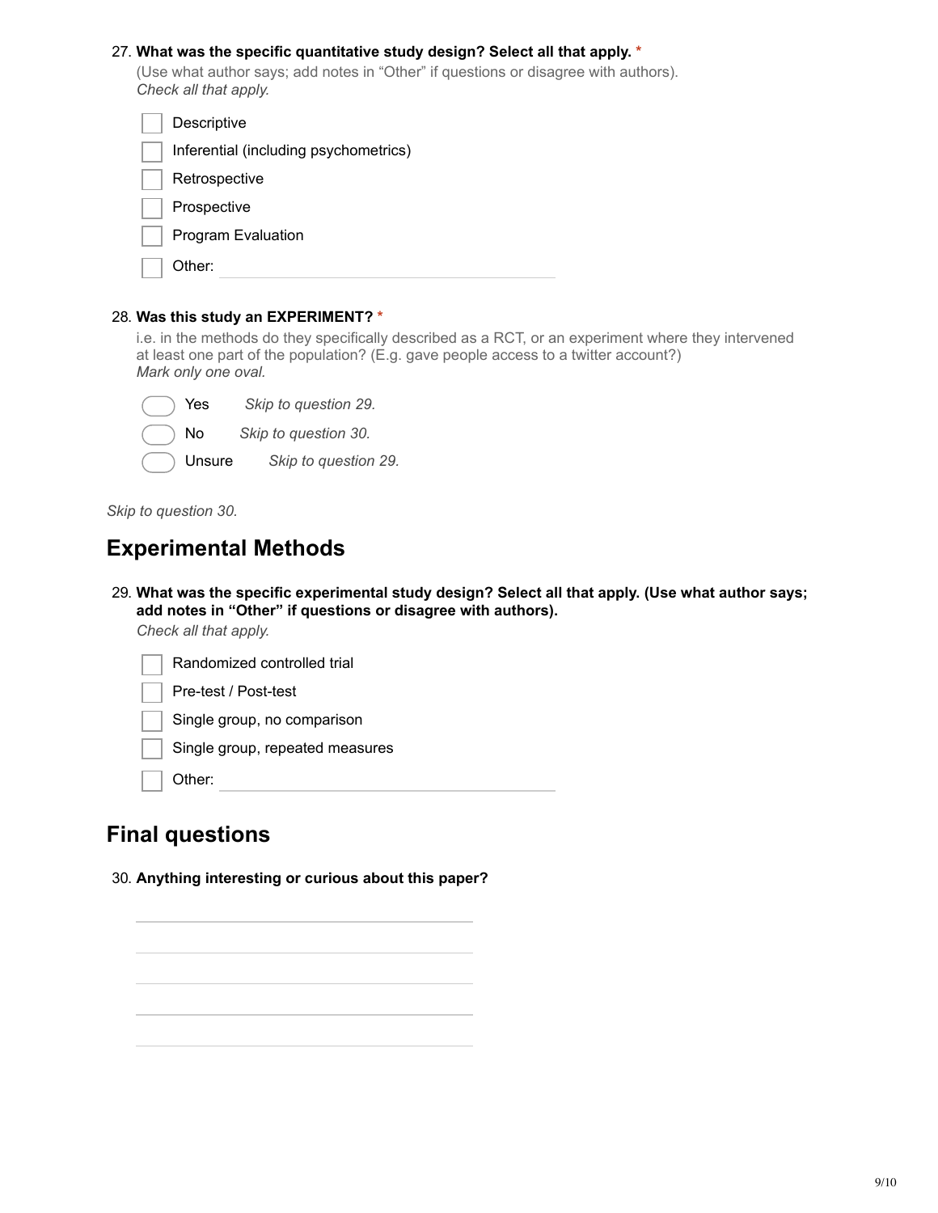27. **What was the specific quantitative study design? Select all that apply.** *

(Use what author says; add notes in "Other" if questions or disagree with authors).
*Check all that apply.*

- [ ] Descriptive
- [ ] Inferential (including psychometrics)
- [ ] Retrospective
- [ ] Prospective
- [ ] Program Evaluation
- [ ] Other: ____________________

28. **Was this study an EXPERIMENT?** *

i.e. in the methods do they specifically described as a RCT, or an experiment where they intervened at least one part of the population? (E.g. gave people access to a twitter account?)
*Mark only one oval.*

- ( ) Yes *Skip to question 29.*
- ( ) No *Skip to question 30.*
- ( ) Unsure *Skip to question 29.*

*Skip to question 30.*

## Experimental Methods

29. **What was the specific experimental study design? Select all that apply. (Use what author says; add notes in "Other" if questions or disagree with authors).**

*Check all that apply.*

- [ ] Randomized controlled trial
- [ ] Pre-test / Post-test
- [ ] Single group, no comparison
- [ ] Single group, repeated measures
- [ ] Other: ____________________

## Final questions

30. **Anything interesting or curious about this paper?**

____________________

____________________

____________________

____________________

____________________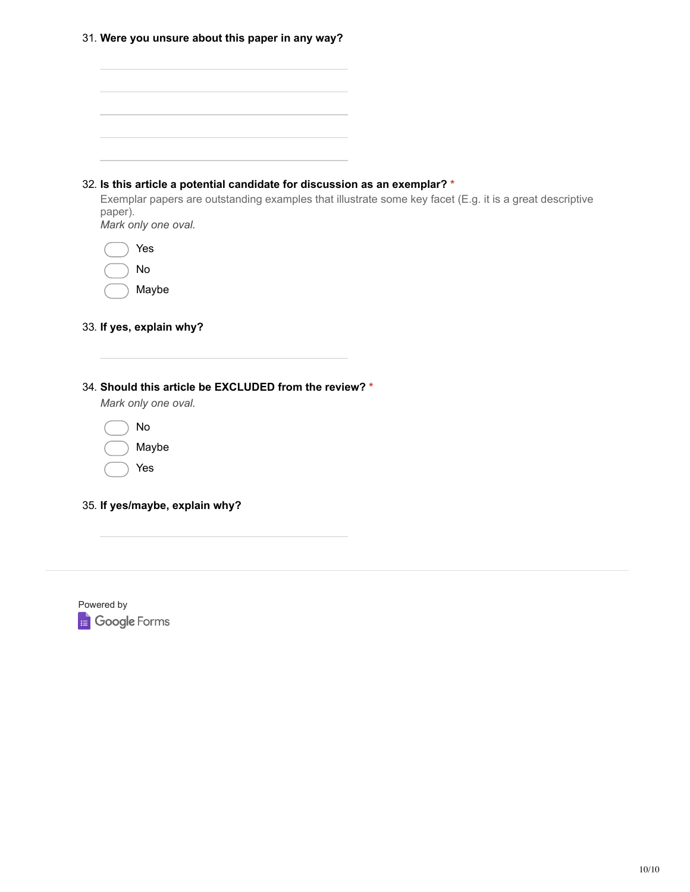31. **Were you unsure about this paper in any way?**

______________________________________________

______________________________________________

______________________________________________

______________________________________________

______________________________________________

32. **Is this article a potential candidate for discussion as an exemplar?** *

Exemplar papers are outstanding examples that illustrate some key facet (E.g. it is a great descriptive paper).

*Mark only one oval.*

- ( ) Yes
- ( ) No
- ( ) Maybe

33. **If yes, explain why?**

______________________________________________

34. **Should this article be EXCLUDED from the review?** *

*Mark only one oval.*

- ( ) No
- ( ) Maybe
- ( ) Yes

35. **If yes/maybe, explain why?**

______________________________________________

Powered by Google Forms